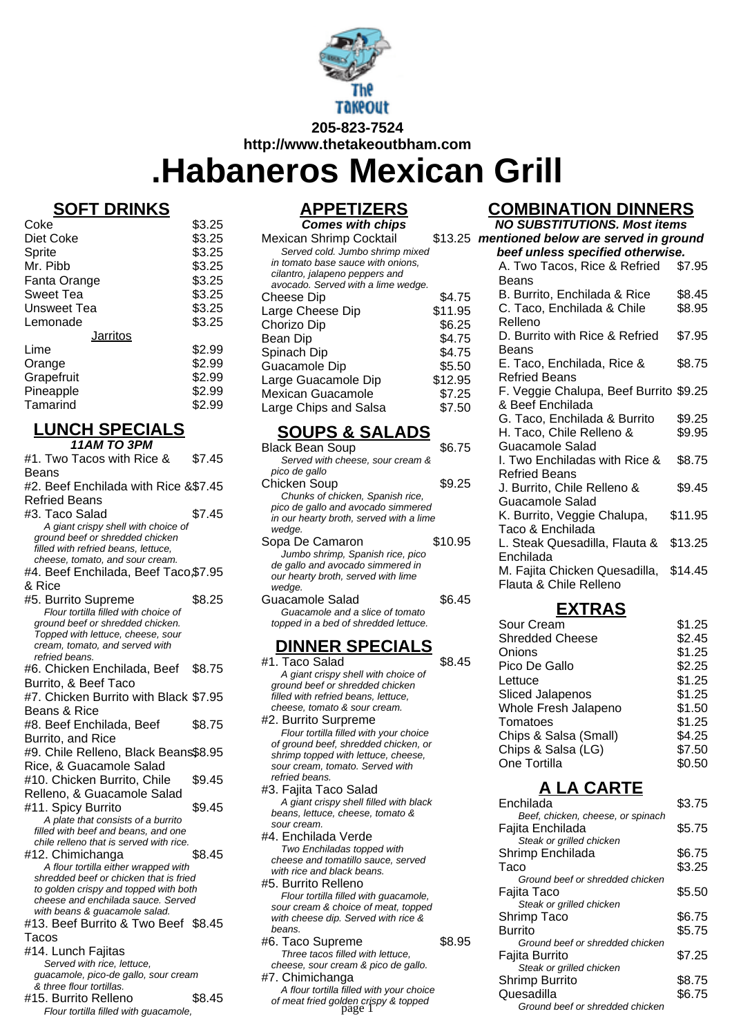205-823-7524
http://www.thetakeoutbham.com

# .Habaneros Mexican Grill

## SOFT DRINKS

| Item | Price |
|---|---|
| Coke | $3.25 |
| Diet Coke | $3.25 |
| Sprite | $3.25 |
| Mr. Pibb | $3.25 |
| Fanta Orange | $3.25 |
| Sweet Tea | $3.25 |
| Unsweet Tea | $3.25 |
| Lemonade | $3.25 |

**Jarritos**

| Item | Price |
|---|---|
| Lime | $2.99 |
| Orange | $2.99 |
| Grapefruit | $2.99 |
| Pineapple | $2.99 |
| Tamarind | $2.99 |

## LUNCH SPECIALS

***11AM TO 3PM***

#1. Two Tacos with Rice & Beans — $7.45

#2. Beef Enchilada with Rice & Refried Beans — $7.45

#3. Taco Salad — $7.45
*A giant crispy shell with choice of ground beef or shredded chicken filled with refried beans, lettuce, cheese, tomato, and sour cream.*

#4. Beef Enchilada, Beef Taco & Rice — $7.95

#5. Burrito Supreme — $8.25
*Flour tortilla filled with choice of ground beef or shredded chicken. Topped with lettuce, cheese, sour cream, tomato, and served with refried beans.*

#6. Chicken Enchilada, Beef Burrito, & Beef Taco — $8.75

#7. Chicken Burrito with Black Beans & Rice — $7.95

#8. Beef Enchilada, Beef Burrito, and Rice — $8.75

#9. Chile Relleno, Black Beans Rice, & Guacamole Salad — $8.95

#10. Chicken Burrito, Chile Relleno, & Guacamole Salad — $9.45

#11. Spicy Burrito — $9.45
*A plate that consists of a burrito filled with beef and beans, and one chile relleno that is served with rice.*

#12. Chimichanga — $8.45
*A flour tortilla either wrapped with shredded beef or chicken that is fried to golden crispy and topped with both cheese and enchilada sauce. Served with beans & guacamole salad.*

#13. Beef Burrito & Two Beef Tacos — $8.45

#14. Lunch Fajitas
*Served with rice, lettuce, guacamole, pico-de gallo, sour cream & three flour tortillas.*

#15. Burrito Relleno — $8.45
*Flour tortilla filled with guacamole,*

## APPETIZERS

***Comes with chips***

Mexican Shrimp Cocktail — $13.25
*Served cold. Jumbo shrimp mixed in tomato base sauce with onions, cilantro, jalapeno peppers and avocado. Served with a lime wedge.*

| Item | Price |
|---|---|
| Cheese Dip | $4.75 |
| Large Cheese Dip | $11.95 |
| Chorizo Dip | $6.25 |
| Bean Dip | $4.75 |
| Spinach Dip | $4.75 |
| Guacamole Dip | $5.50 |
| Large Guacamole Dip | $12.95 |
| Mexican Guacamole | $7.25 |
| Large Chips and Salsa | $7.50 |

## SOUPS & SALADS

Black Bean Soup — $6.75
*Served with cheese, sour cream & pico de gallo*

Chicken Soup — $9.25
*Chunks of chicken, Spanish rice, pico de gallo and avocado simmered in our hearty broth, served with a lime wedge.*

Sopa De Camaron — $10.95
*Jumbo shrimp, Spanish rice, pico de gallo and avocado simmered in our hearty broth, served with lime wedge.*

Guacamole Salad — $6.45
*Guacamole and a slice of tomato topped in a bed of shredded lettuce.*

## DINNER SPECIALS

#1. Taco Salad — $8.45
*A giant crispy shell with choice of ground beef or shredded chicken filled with refried beans, lettuce, cheese, tomato & sour cream.*

#2. Burrito Surpreme
*Flour tortilla filled with your choice of ground beef, shredded chicken, or shrimp topped with lettuce, cheese, sour cream, tomato. Served with refried beans.*

#3. Fajita Taco Salad
*A giant crispy shell filled with black beans, lettuce, cheese, tomato & sour cream.*

#4. Enchilada Verde
*Two Enchiladas topped with cheese and tomatillo sauce, served with rice and black beans.*

#5. Burrito Relleno
*Flour tortilla filled with guacamole, sour cream & choice of meat, topped with cheese dip. Served with rice & beans.*

#6. Taco Supreme — $8.95
*Three tacos filled with lettuce, cheese, sour cream & pico de gallo.*

#7. Chimichanga
*A flour tortilla filled with your choice of meat fried golden crispy & topped*

## COMBINATION DINNERS

***NO SUBSTITUTIONS. Most items mentioned below are served in ground beef unless specified otherwise.***

| Item | Price |
|---|---|
| A. Two Tacos, Rice & Refried Beans | $7.95 |
| B. Burrito, Enchilada & Rice | $8.45 |
| C. Taco, Enchilada & Chile Relleno | $8.95 |
| D. Burrito with Rice & Refried Beans | $7.95 |
| E. Taco, Enchilada, Rice & Refried Beans | $8.75 |
| F. Veggie Chalupa, Beef Burrito & Beef Enchilada | $9.25 |
| G. Taco, Enchilada & Burrito | $9.25 |
| H. Taco, Chile Relleno & Guacamole Salad | $9.95 |
| I. Two Enchiladas with Rice & Refried Beans | $8.75 |
| J. Burrito, Chile Relleno & Guacamole Salad | $9.45 |
| K. Burrito, Veggie Chalupa, Taco & Enchilada | $11.95 |
| L. Steak Quesadilla, Flauta & Enchilada | $13.25 |
| M. Fajita Chicken Quesadilla, Flauta & Chile Relleno | $14.45 |

## EXTRAS

| Item | Price |
|---|---|
| Sour Cream | $1.25 |
| Shredded Cheese | $2.45 |
| Onions | $1.25 |
| Pico De Gallo | $2.25 |
| Lettuce | $1.25 |
| Sliced Jalapenos | $1.25 |
| Whole Fresh Jalapeno | $1.50 |
| Tomatoes | $1.25 |
| Chips & Salsa (Small) | $4.25 |
| Chips & Salsa (LG) | $7.50 |
| One Tortilla | $0.50 |

## A LA CARTE

Enchilada — $3.75
*Beef, chicken, cheese, or spinach*

Fajita Enchilada — $5.75
*Steak or grilled chicken*

Shrimp Enchilada — $6.75

Taco — $3.25
*Ground beef or shredded chicken*

Fajita Taco — $5.50
*Steak or grilled chicken*

Shrimp Taco — $6.75

Burrito — $5.75
*Ground beef or shredded chicken*

Fajita Burrito — $7.25
*Steak or grilled chicken*

Shrimp Burrito — $8.75

Quesadilla — $6.75
*Ground beef or shredded chicken*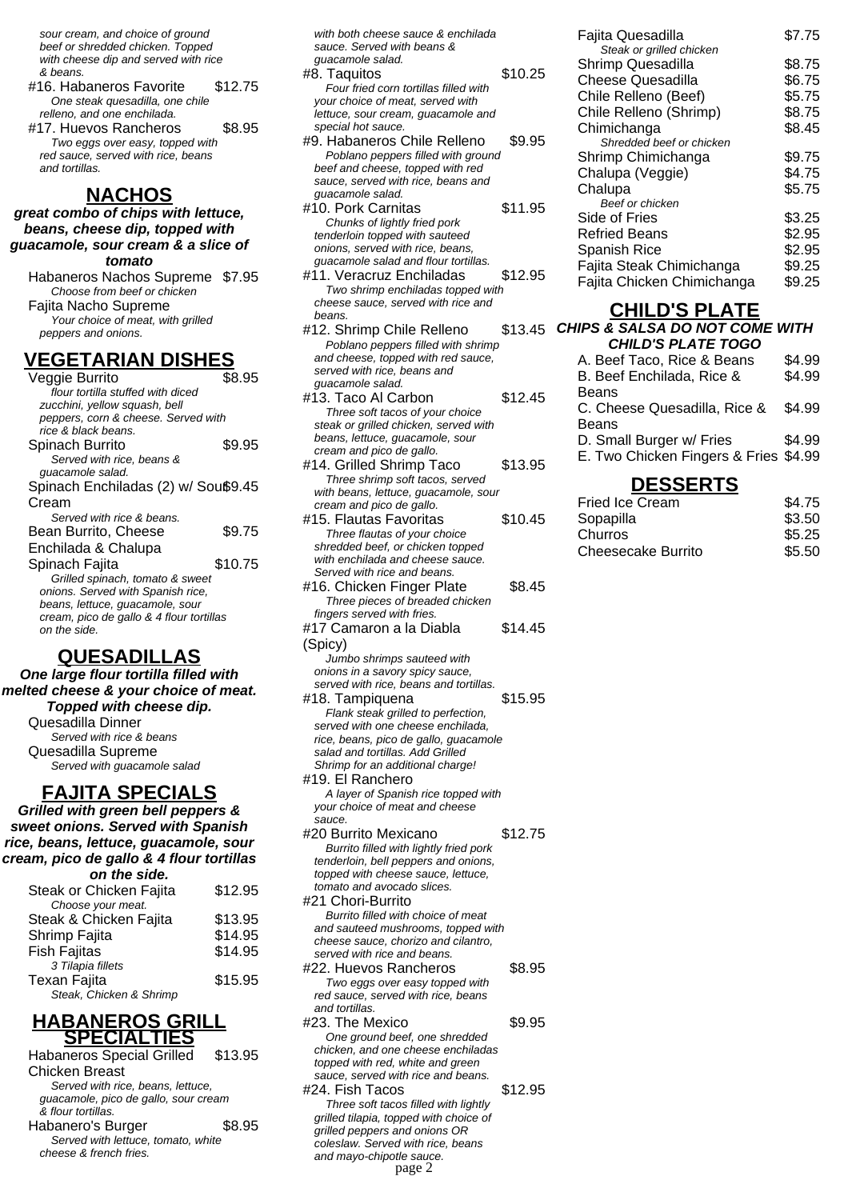sour cream, and choice of ground beef or shredded chicken. Topped with cheese dip and served with rice & beans.

#16. Habaneros Favorite $12.75
*One steak quesadilla, one chile relleno, and one enchilada.*

#17. Huevos Rancheros $8.95
*Two eggs over easy, topped with red sauce, served with rice, beans and tortillas.*

## NACHOS

***great combo of chips with lettuce, beans, cheese dip, topped with guacamole, sour cream & a slice of tomato***

Habaneros Nachos Supreme $7.95
*Choose from beef or chicken*

Fajita Nacho Supreme
*Your choice of meat, with grilled peppers and onions.*

## VEGETARIAN DISHES

Veggie Burrito $8.95
*flour tortilla stuffed with diced zucchini, yellow squash, bell peppers, corn & cheese. Served with rice & black beans.*

Spinach Burrito $9.95
*Served with rice, beans & guacamole salad.*

Spinach Enchiladas (2) w/ Sour Cream $9.45
*Served with rice & beans.*

Bean Burrito, Cheese Enchilada & Chalupa $9.75

Spinach Fajita $10.75
*Grilled spinach, tomato & sweet onions. Served with Spanish rice, beans, lettuce, guacamole, sour cream, pico de gallo & 4 flour tortillas on the side.*

## QUESADILLAS

***One large flour tortilla filled with melted cheese & your choice of meat. Topped with cheese dip.***

Quesadilla Dinner
*Served with rice & beans*

Quesadilla Supreme
*Served with guacamole salad*

## FAJITA SPECIALS

***Grilled with green bell peppers & sweet onions. Served with Spanish rice, beans, lettuce, guacamole, sour cream, pico de gallo & 4 flour tortillas on the side.***

Steak or Chicken Fajita $12.95
*Choose your meat.*

Steak & Chicken Fajita $13.95

Shrimp Fajita $14.95

Fish Fajitas $14.95
*3 Tilapia fillets*

Texan Fajita $15.95
*Steak, Chicken & Shrimp*

## HABANEROS GRILL SPECIALTIES

Habaneros Special Grilled Chicken Breast $13.95
*Served with rice, beans, lettuce, guacamole, pico de gallo, sour cream & flour tortillas.*

Habanero's Burger $8.95
*Served with lettuce, tomato, white cheese & french fries.*

*with both cheese sauce & enchilada sauce. Served with beans & guacamole salad.*

#8. Taquitos $10.25
*Four fried corn tortillas filled with your choice of meat, served with lettuce, sour cream, guacamole and special hot sauce.*

#9. Habaneros Chile Relleno $9.95
*Poblano peppers filled with ground beef and cheese, topped with red sauce, served with rice, beans and guacamole salad.*

#10. Pork Carnitas $11.95
*Chunks of lightly fried pork tenderloin topped with sauteed onions, served with rice, beans, guacamole salad and flour tortillas.*

#11. Veracruz Enchiladas $12.95
*Two shrimp enchiladas topped with cheese sauce, served with rice and beans.*

#12. Shrimp Chile Relleno $13.45
*Poblano peppers filled with shrimp and cheese, topped with red sauce, served with rice, beans and guacamole salad.*

#13. Taco Al Carbon $12.45
*Three soft tacos of your choice steak or grilled chicken, served with beans, lettuce, guacamole, sour cream and pico de gallo.*

#14. Grilled Shrimp Taco $13.95
*Three shrimp soft tacos, served with beans, lettuce, guacamole, sour cream and pico de gallo.*

#15. Flautas Favoritas $10.45
*Three flautas of your choice shredded beef, or chicken topped with enchilada and cheese sauce. Served with rice and beans.*

#16. Chicken Finger Plate $8.45
*Three pieces of breaded chicken fingers served with fries.*

#17 Camaron a la Diabla (Spicy) $14.45
*Jumbo shrimps sauteed with onions in a savory spicy sauce, served with rice, beans and tortillas.*

#18. Tampiquena $15.95
*Flank steak grilled to perfection, served with one cheese enchilada, rice, beans, pico de gallo, guacamole salad and tortillas. Add Grilled Shrimp for an additional charge!*

#19. El Ranchero
*A layer of Spanish rice topped with your choice of meat and cheese sauce.*

#20 Burrito Mexicano $12.75
*Burrito filled with lightly fried pork tenderloin, bell peppers and onions, topped with cheese sauce, lettuce, tomato and avocado slices.*

#21 Chori-Burrito
*Burrito filled with choice of meat and sauteed mushrooms, topped with cheese sauce, chorizo and cilantro, served with rice and beans.*

#22. Huevos Rancheros $8.95
*Two eggs over easy topped with red sauce, served with rice, beans and tortillas.*

#23. The Mexico $9.95
*One ground beef, one shredded chicken, and one cheese enchiladas topped with red, white and green sauce, served with rice and beans.*

#24. Fish Tacos $12.95
*Three soft tacos filled with lightly grilled tilapia, topped with choice of grilled peppers and onions OR coleslaw. Served with rice, beans and mayo-chipotle sauce.*

Fajita Quesadilla $7.75
*Steak or grilled chicken*

Shrimp Quesadilla $8.75

Cheese Quesadilla $6.75

Chile Relleno (Beef) $5.75

Chile Relleno (Shrimp) $8.75

Chimichanga $8.45
*Shredded beef or chicken*

Shrimp Chimichanga $9.75

Chalupa (Veggie) $4.75

Chalupa $5.75
*Beef or chicken*

Side of Fries $3.25

Refried Beans $2.95

Spanish Rice $2.95

Fajita Steak Chimichanga $9.25

Fajita Chicken Chimichanga $9.25

## CHILD'S PLATE

***CHIPS & SALSA DO NOT COME WITH CHILD'S PLATE TOGO***

A. Beef Taco, Rice & Beans $4.99

B. Beef Enchilada, Rice & Beans $4.99

C. Cheese Quesadilla, Rice & Beans $4.99

D. Small Burger w/ Fries $4.99

E. Two Chicken Fingers & Fries $4.99

## DESSERTS

Fried Ice Cream $4.75

Sopapilla $3.50

Churros $5.25

Cheesecake Burrito $5.50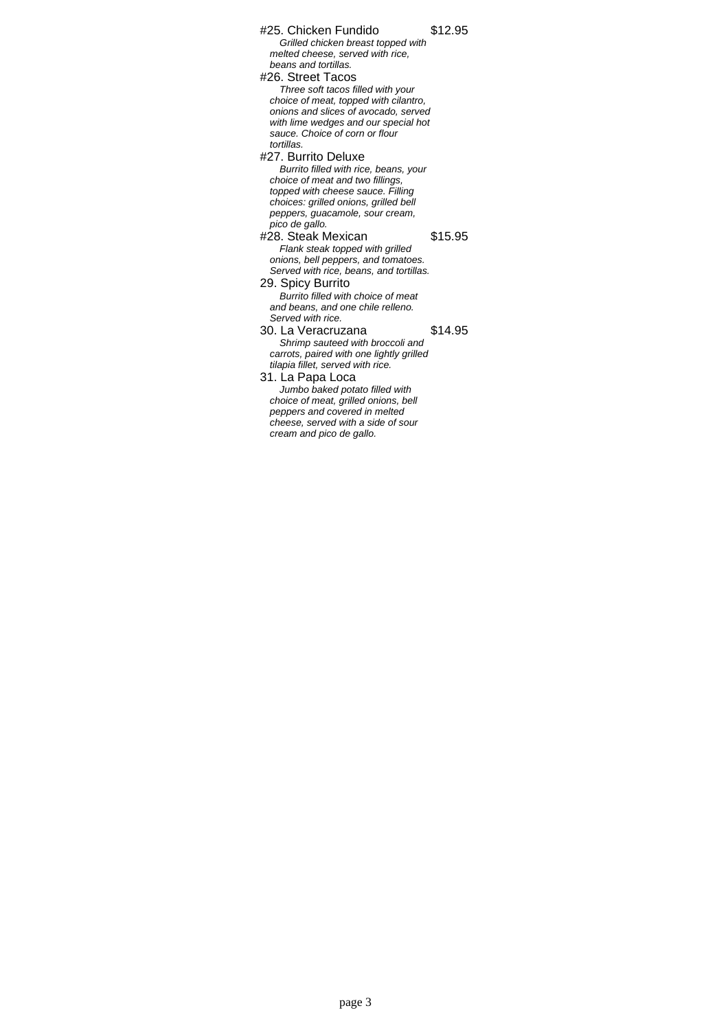#25. Chicken Fundido $12.95

*Grilled chicken breast topped with melted cheese, served with rice, beans and tortillas.*

#26. Street Tacos

*Three soft tacos filled with your choice of meat, topped with cilantro, onions and slices of avocado, served with lime wedges and our special hot sauce. Choice of corn or flour tortillas.*

#27. Burrito Deluxe

*Burrito filled with rice, beans, your choice of meat and two fillings, topped with cheese sauce. Filling choices: grilled onions, grilled bell peppers, guacamole, sour cream, pico de gallo.*

#28. Steak Mexican $15.95

*Flank steak topped with grilled onions, bell peppers, and tomatoes. Served with rice, beans, and tortillas.*

29. Spicy Burrito

*Burrito filled with choice of meat and beans, and one chile relleno. Served with rice.*

30. La Veracruzana $14.95

*Shrimp sauteed with broccoli and carrots, paired with one lightly grilled tilapia fillet, served with rice.*

31. La Papa Loca

*Jumbo baked potato filled with choice of meat, grilled onions, bell peppers and covered in melted cheese, served with a side of sour cream and pico de gallo.*